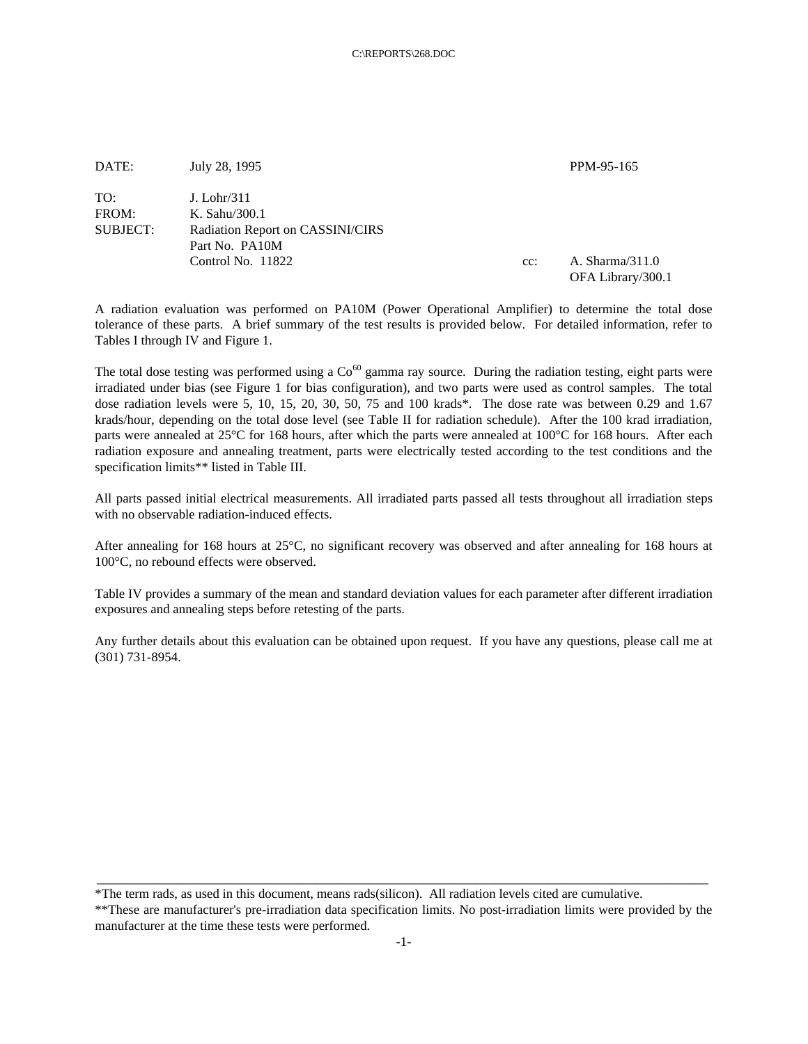C:\REPORTS\268.DOC

| | | | |
|---|---|---|---|
| DATE: | July 28, 1995 | | PPM-95-165 |
| TO: | J. Lohr/311 | | |
| FROM: | K. Sahu/300.1 | | |
| SUBJECT: | Radiation Report on CASSINI/CIRS<br>Part No. PA10M<br>Control No. 11822 | cc: | A. Sharma/311.0<br>OFA Library/300.1 |

A radiation evaluation was performed on PA10M (Power Operational Amplifier) to determine the total dose tolerance of these parts. A brief summary of the test results is provided below. For detailed information, refer to Tables I through IV and Figure 1.

The total dose testing was performed using a $Co^{60}$ gamma ray source. During the radiation testing, eight parts were irradiated under bias (see Figure 1 for bias configuration), and two parts were used as control samples. The total dose radiation levels were 5, 10, 15, 20, 30, 50, 75 and 100 krads*. The dose rate was between 0.29 and 1.67 krads/hour, depending on the total dose level (see Table II for radiation schedule). After the 100 krad irradiation, parts were annealed at 25°C for 168 hours, after which the parts were annealed at 100°C for 168 hours. After each radiation exposure and annealing treatment, parts were electrically tested according to the test conditions and the specification limits** listed in Table III.

All parts passed initial electrical measurements. All irradiated parts passed all tests throughout all irradiation steps with no observable radiation-induced effects.

After annealing for 168 hours at 25°C, no significant recovery was observed and after annealing for 168 hours at 100°C, no rebound effects were observed.

Table IV provides a summary of the mean and standard deviation values for each parameter after different irradiation exposures and annealing steps before retesting of the parts.

Any further details about this evaluation can be obtained upon request. If you have any questions, please call me at (301) 731-8954.

---

*The term rads, as used in this document, means rads(silicon). All radiation levels cited are cumulative.

**These are manufacturer's pre-irradiation data specification limits. No post-irradiation limits were provided by the manufacturer at the time these tests were performed.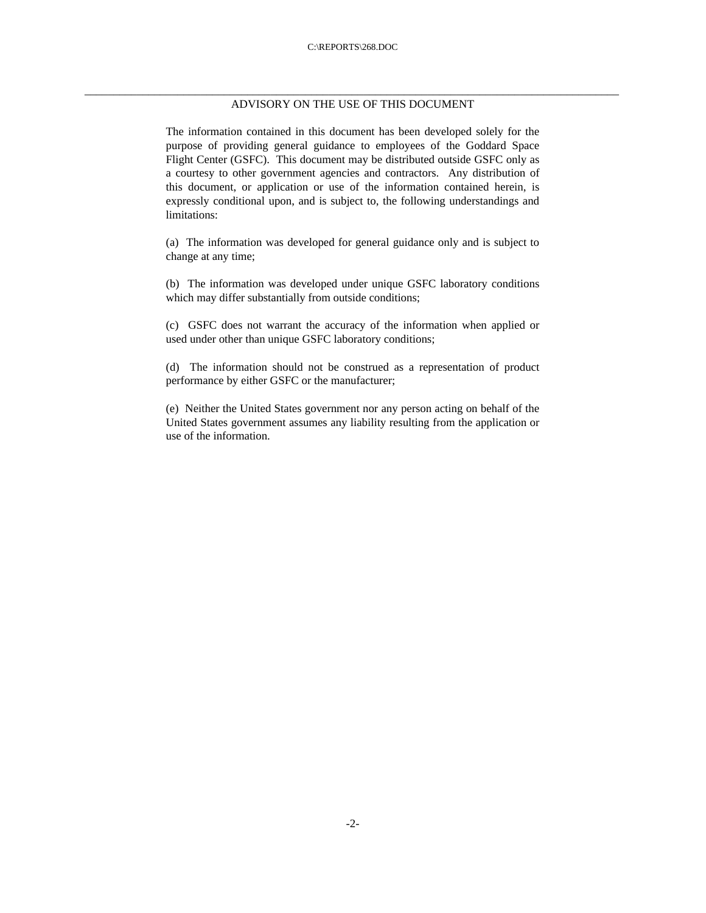## ADVISORY ON THE USE OF THIS DOCUMENT

The information contained in this document has been developed solely for the purpose of providing general guidance to employees of the Goddard Space Flight Center (GSFC). This document may be distributed outside GSFC only as a courtesy to other government agencies and contractors. Any distribution of this document, or application or use of the information contained herein, is expressly conditional upon, and is subject to, the following understandings and limitations:

(a) The information was developed for general guidance only and is subject to change at any time;

(b) The information was developed under unique GSFC laboratory conditions which may differ substantially from outside conditions;

(c) GSFC does not warrant the accuracy of the information when applied or used under other than unique GSFC laboratory conditions;

(d) The information should not be construed as a representation of product performance by either GSFC or the manufacturer;

(e) Neither the United States government nor any person acting on behalf of the United States government assumes any liability resulting from the application or use of the information.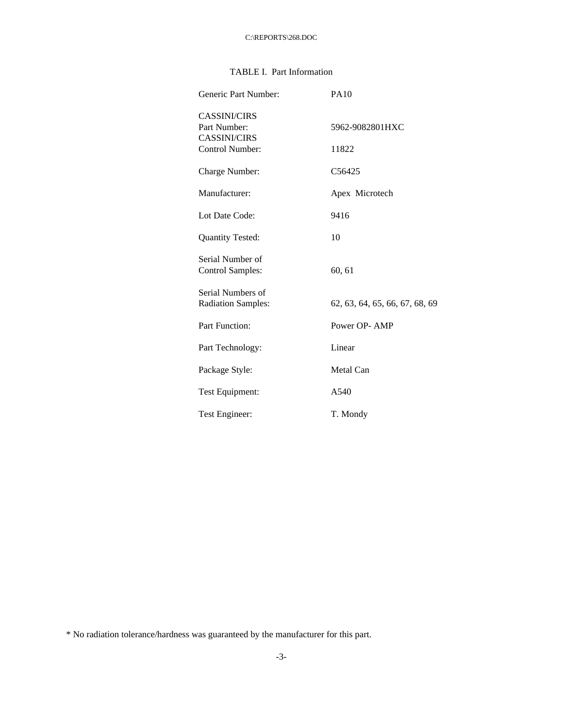TABLE I. Part Information

| | |
|---|---|
| Generic Part Number: | PA10 |
| CASSINI/CIRS Part Number: | 5962-9082801HXC |
| CASSINI/CIRS Control Number: | 11822 |
| Charge Number: | C56425 |
| Manufacturer: | Apex Microtech |
| Lot Date Code: | 9416 |
| Quantity Tested: | 10 |
| Serial Number of Control Samples: | 60, 61 |
| Serial Numbers of Radiation Samples: | 62, 63, 64, 65, 66, 67, 68, 69 |
| Part Function: | Power OP- AMP |
| Part Technology: | Linear |
| Package Style: | Metal Can |
| Test Equipment: | A540 |
| Test Engineer: | T. Mondy |

* No radiation tolerance/hardness was guaranteed by the manufacturer for this part.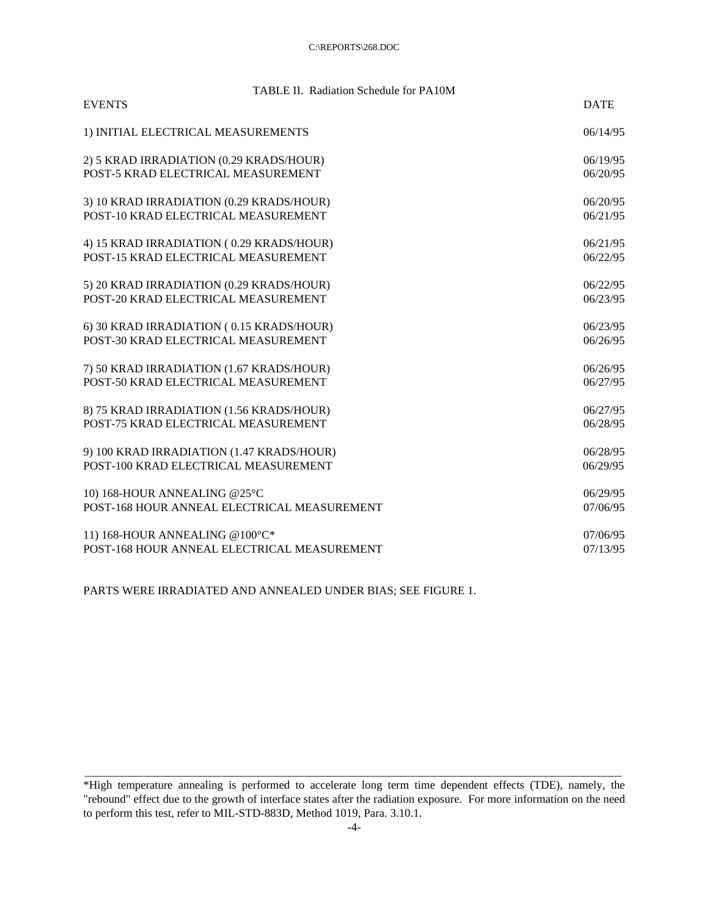TABLE II. Radiation Schedule for PA10M

| EVENTS | DATE |
|---|---|
| 1) INITIAL ELECTRICAL MEASUREMENTS | 06/14/95 |
| 2) 5 KRAD IRRADIATION (0.29 KRADS/HOUR) | 06/19/95 |
| POST-5 KRAD ELECTRICAL MEASUREMENT | 06/20/95 |
| 3) 10 KRAD IRRADIATION (0.29 KRADS/HOUR) | 06/20/95 |
| POST-10 KRAD ELECTRICAL MEASUREMENT | 06/21/95 |
| 4) 15 KRAD IRRADIATION ( 0.29 KRADS/HOUR) | 06/21/95 |
| POST-15 KRAD ELECTRICAL MEASUREMENT | 06/22/95 |
| 5) 20 KRAD IRRADIATION (0.29 KRADS/HOUR) | 06/22/95 |
| POST-20 KRAD ELECTRICAL MEASUREMENT | 06/23/95 |
| 6) 30 KRAD IRRADIATION ( 0.15 KRADS/HOUR) | 06/23/95 |
| POST-30 KRAD ELECTRICAL MEASUREMENT | 06/26/95 |
| 7) 50 KRAD IRRADIATION (1.67 KRADS/HOUR) | 06/26/95 |
| POST-50 KRAD ELECTRICAL MEASUREMENT | 06/27/95 |
| 8) 75 KRAD IRRADIATION (1.56 KRADS/HOUR) | 06/27/95 |
| POST-75 KRAD ELECTRICAL MEASUREMENT | 06/28/95 |
| 9) 100 KRAD IRRADIATION (1.47 KRADS/HOUR) | 06/28/95 |
| POST-100 KRAD ELECTRICAL MEASUREMENT | 06/29/95 |
| 10) 168-HOUR ANNEALING @25°C | 06/29/95 |
| POST-168 HOUR ANNEAL ELECTRICAL MEASUREMENT | 07/06/95 |
| 11) 168-HOUR ANNEALING @100°C* | 07/06/95 |
| POST-168 HOUR ANNEAL ELECTRICAL MEASUREMENT | 07/13/95 |

PARTS WERE IRRADIATED AND ANNEALED UNDER BIAS; SEE FIGURE 1.

---

*High temperature annealing is performed to accelerate long term time dependent effects (TDE), namely, the "rebound" effect due to the growth of interface states after the radiation exposure. For more information on the need to perform this test, refer to MIL-STD-883D, Method 1019, Para. 3.10.1.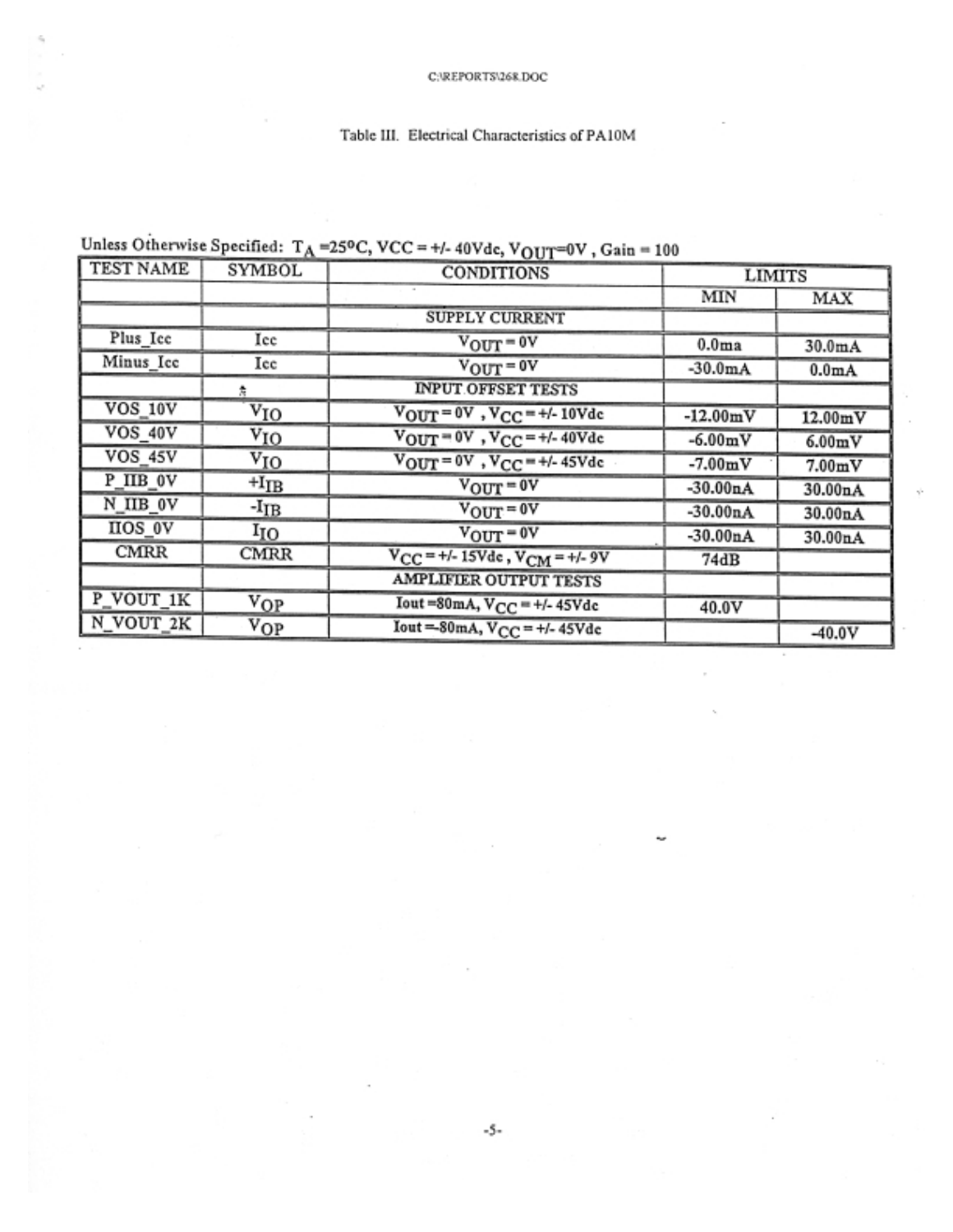Table III. Electrical Characteristics of PA10M

Unless Otherwise Specified: $T_A$ =25°C, VCC = +/- 40Vdc, $V_{OUT}$=0V , Gain = 100

| TEST NAME | SYMBOL | CONDITIONS | LIMITS | |
|---|---|---|---|---|
| | | | MIN | MAX |
| | | SUPPLY CURRENT | | |
| Plus_Icc | Icc | $V_{OUT}$ = 0V | 0.0ma | 30.0mA |
| Minus_Icc | Icc | $V_{OUT}$ = 0V | -30.0mA | 0.0mA |
| | | INPUT OFFSET TESTS | | |
| VOS_10V | $V_{IO}$ | $V_{OUT}$ = 0V , $V_{CC}$ = +/- 10Vdc | -12.00mV | 12.00mV |
| VOS_40V | $V_{IO}$ | $V_{OUT}$ = 0V , $V_{CC}$ = +/- 40Vdc | -6.00mV | 6.00mV |
| VOS_45V | $V_{IO}$ | $V_{OUT}$ = 0V , $V_{CC}$ = +/- 45Vdc | -7.00mV | 7.00mV |
| P_IIB_0V | $+I_{IB}$ | $V_{OUT}$ = 0V | -30.00nA | 30.00nA |
| N_IIB_0V | $-I_{IB}$ | $V_{OUT}$ = 0V | -30.00nA | 30.00nA |
| IIOS_0V | $I_{IO}$ | $V_{OUT}$ = 0V | -30.00nA | 30.00nA |
| CMRR | CMRR | $V_{CC}$ = +/- 15Vdc , $V_{CM}$ = +/- 9V | 74dB | |
| | | AMPLIFIER OUTPUT TESTS | | |
| P_VOUT_1K | $V_{OP}$ | Iout =80mA, $V_{CC}$ = +/- 45Vdc | 40.0V | |
| N_VOUT_2K | $V_{OP}$ | Iout =-80mA, $V_{CC}$ = +/- 45Vdc | | -40.0V |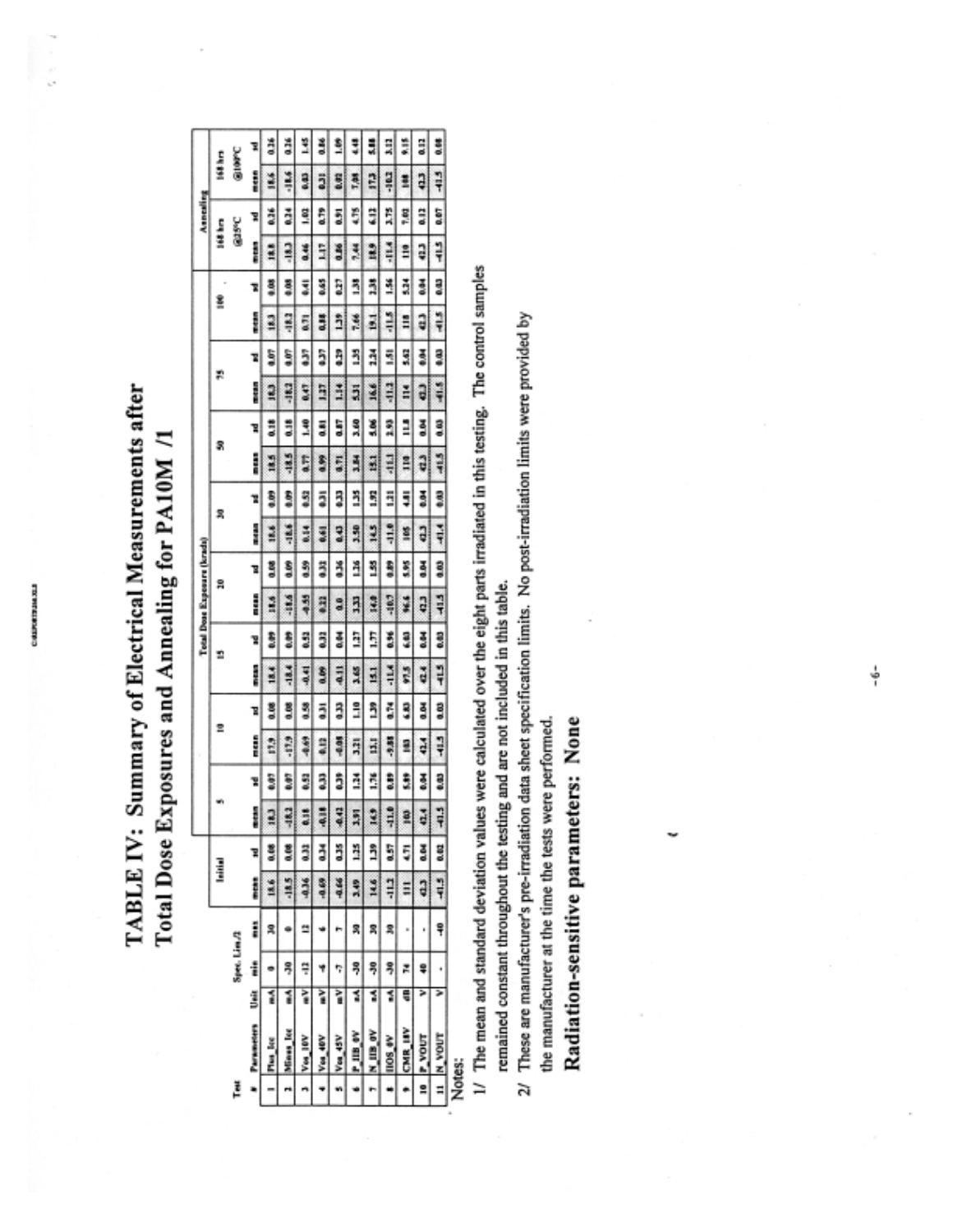# TABLE IV: Summary of Electrical Measurements after Total Dose Exposures and Annealing for PA10M /1

| Test # | Parameters | Unit | Spec. Lim./2 min | Spec. Lim./2 max | Initial mean | Initial sd | 5 mean | 5 sd | 10 mean | 10 sd | 15 mean | 15 sd | 20 mean | 20 sd | 30 mean | 30 sd | 50 mean | 50 sd | 75 mean | 75 sd | 100 mean | 100 sd | 168 hrs @25°C mean | 168 hrs @25°C sd | 168 hrs @100°C mean | 168 hrs @100°C sd |
|---|---|---|---|---|---|---|---|---|---|---|---|---|---|---|---|---|---|---|---|---|---|---|---|---|---|---|
| | | | | | | | Total Dose Exposure (krads) | | | | | | | | | | | | | | | | Annealing | | | |
| 1 | Plus_Icc | mA | 0 | 30 | 18.6 | 0.08 | 18.3 | 0.07 | 17.9 | 0.08 | 18.4 | 0.09 | 18.4 | 0.08 | 18.6 | 0.09 | 18.5 | 0.18 | 18.3 | 0.07 | 18.3 | 0.08 | 18.8 | 0.26 | 18.6 | 0.26 |
| 2 | Minus_Icc | mA | -30 | 0 | -18.5 | 0.08 | -18.2 | 0.07 | -17.9 | 0.08 | -18.4 | 0.09 | -18.6 | 0.09 | -18.6 | 0.09 | -18.5 | 0.18 | -18.2 | 0.07 | -18.2 | 0.08 | -18.3 | 0.24 | -18.6 | 0.26 |
| 3 | Vos_10V | mV | -12 | 12 | -0.36 | 0.32 | 0.18 | 0.52 | -0.69 | 0.58 | -0.41 | 0.52 | -0.55 | 0.59 | 0.14 | 0.52 | 0.77 | 1.40 | 0.47 | 0.37 | 0.71 | 0.41 | 0.46 | 1.02 | 0.03 | 1.45 |
| 4 | Vos_40V | mV | -6 | 6 | -0.69 | 0.34 | -0.18 | 0.33 | 0.12 | 0.31 | 0.09 | 0.32 | 0.22 | 0.32 | 0.61 | 0.31 | 0.99 | 0.81 | 1.27 | 0.37 | 0.88 | 0.65 | 1.17 | 0.79 | 0.31 | 0.86 |
| 5 | Vos_45V | mV | -7 | 7 | -0.66 | 0.35 | -0.42 | 0.39 | -0.08 | 0.33 | -0.11 | 0.04 | 0.0 | 0.36 | 0.43 | 0.33 | 0.71 | 0.87 | 1.14 | 0.29 | 1.39 | 0.27 | 0.86 | 0.91 | 0.02 | 1.09 |
| 6 | P_IIB_0V | nA | -30 | 30 | 2.49 | 1.25 | 3.91 | 1.24 | 3.21 | 1.10 | 2.65 | 1.27 | 3.33 | 1.26 | 3.50 | 1.25 | 3.84 | 2.60 | 5.31 | 1.25 | 7.66 | 1.38 | 7.44 | 4.75 | 7.09 | 4.48 |
| 7 | N_IIB_0V | nA | -30 | 30 | 14.6 | 1.39 | 14.9 | 1.76 | 13.1 | 1.39 | 15.1 | 1.77 | 14.0 | 1.55 | 14.5 | 1.92 | 15.1 | 5.06 | 16.6 | 2.24 | 19.1 | 2.38 | 18.9 | 6.12 | 17.3 | 5.88 |
| 8 | IIOS_0V | nA | -30 | 30 | -11.2 | 0.57 | -11.0 | 0.89 | -9.88 | 0.74 | -11.4 | 0.96 | -10.7 | 0.89 | -11.0 | 1.21 | -11.1 | 2.93 | -11.2 | 1.51 | -11.5 | 1.56 | -11.4 | 3.75 | -10.2 | 3.12 |
| 9 | CMR_18V | dB | 74 | - | 111 | 4.71 | 103 | 5.89 | 103 | 6.83 | 97.5 | 6.63 | 96.6 | 5.95 | 105 | 4.81 | 110 | 11.8 | 114 | 5.62 | 118 | 5.24 | 110 | 7.03 | 108 | 9.15 |
| 10 | P_VOUT | V | 40 | - | 42.3 | 0.04 | 42.4 | 0.04 | 42.4 | 0.04 | 42.4 | 0.04 | 42.3 | 0.04 | 42.3 | 0.04 | 42.3 | 0.04 | 42.3 | 0.04 | 42.3 | 0.04 | 42.3 | 0.12 | 42.3 | 0.12 |
| 11 | N_VOUT | V | - | -40 | -41.5 | 0.02 | -41.5 | 0.03 | -41.5 | 0.03 | -41.5 | 0.03 | -41.5 | 0.03 | -41.4 | 0.03 | -41.5 | 0.03 | -41.5 | 0.03 | -41.5 | 0.03 | -41.5 | 0.07 | -41.5 | 0.08 |

Notes:

1/ The mean and standard deviation values were calculated over the eight parts irradiated in this testing. The control samples remained constant throughout the testing and are not included in this table.

2/ These are manufacturer's pre-irradiation data sheet specification limits. No post-irradiation limits were provided by the manufacturer at the time the tests were performed.

## Radiation-sensitive parameters: None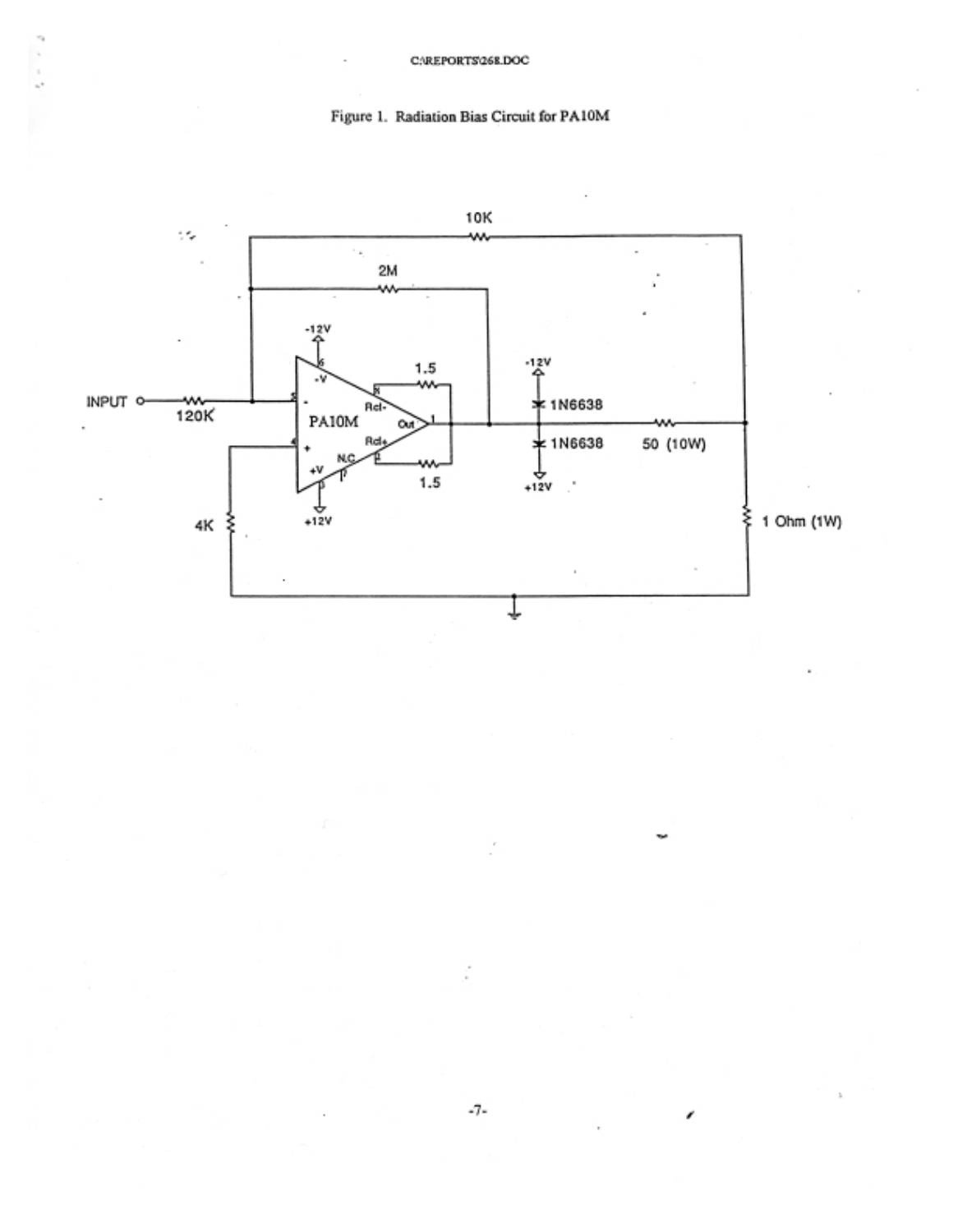Figure 1. Radiation Bias Circuit for PA10M

10K

2M

-12V

1.5

-12V

INPUT

120K

-V

Rcl-

PA10M

Out

Rcl+

N.C.

+V

1N6638

1N6638

50 (10W)

1.5

+12V

4K

+12V

1 Ohm (1W)